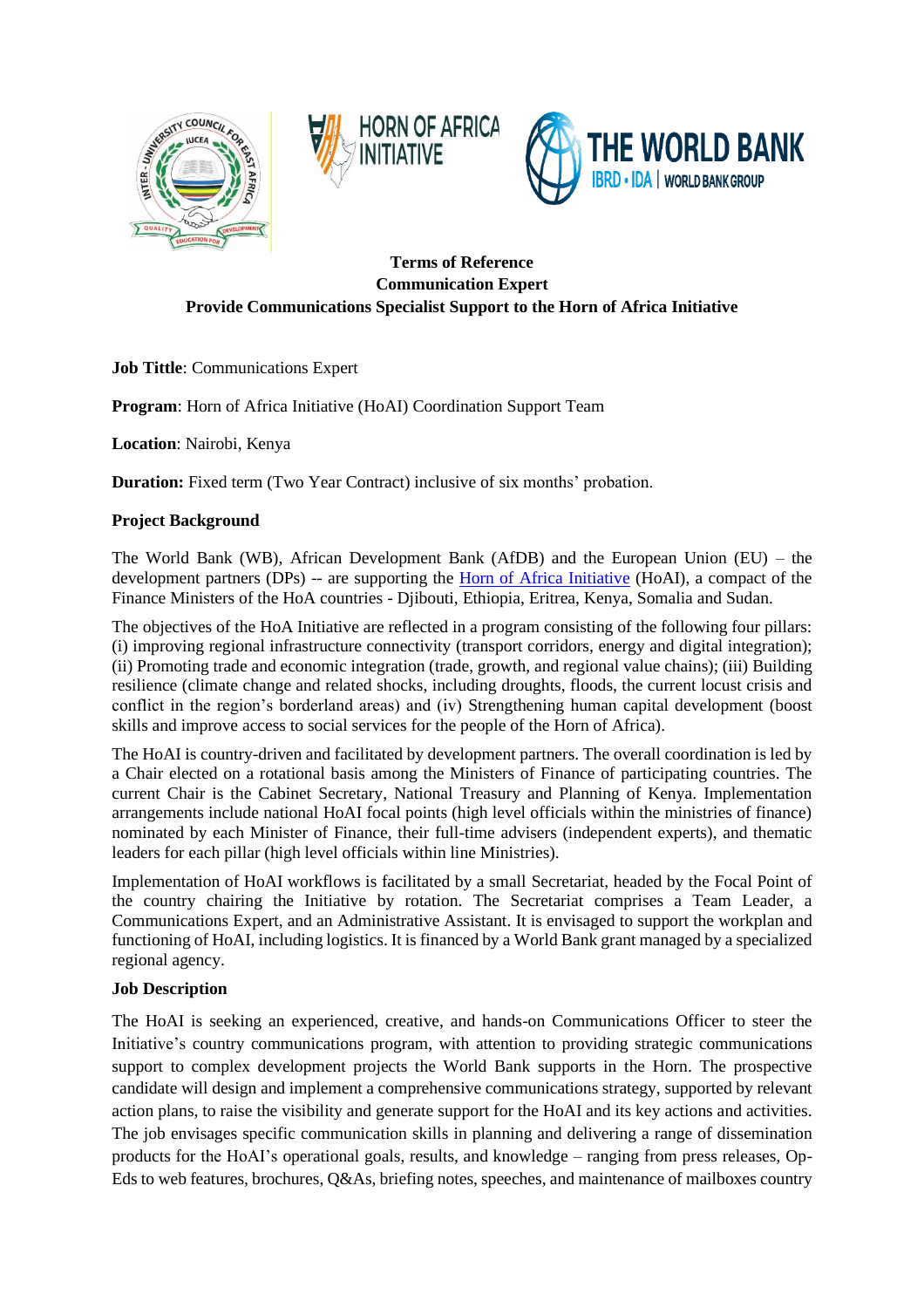**Terms of Reference**
**Communication Expert**
**Provide Communications Specialist Support to the Horn of Africa Initiative**

**Job Tittle**: Communications Expert

**Program**: Horn of Africa Initiative (HoAI) Coordination Support Team

**Location**: Nairobi, Kenya

**Duration:** Fixed term (Two Year Contract) inclusive of six months' probation.

**Project Background**

The World Bank (WB), African Development Bank (AfDB) and the European Union (EU) – the development partners (DPs) -- are supporting the Horn of Africa Initiative (HoAI), a compact of the Finance Ministers of the HoA countries - Djibouti, Ethiopia, Eritrea, Kenya, Somalia and Sudan.

The objectives of the HoA Initiative are reflected in a program consisting of the following four pillars: (i) improving regional infrastructure connectivity (transport corridors, energy and digital integration); (ii) Promoting trade and economic integration (trade, growth, and regional value chains); (iii) Building resilience (climate change and related shocks, including droughts, floods, the current locust crisis and conflict in the region's borderland areas) and (iv) Strengthening human capital development (boost skills and improve access to social services for the people of the Horn of Africa).

The HoAI is country-driven and facilitated by development partners. The overall coordination is led by a Chair elected on a rotational basis among the Ministers of Finance of participating countries. The current Chair is the Cabinet Secretary, National Treasury and Planning of Kenya. Implementation arrangements include national HoAI focal points (high level officials within the ministries of finance) nominated by each Minister of Finance, their full-time advisers (independent experts), and thematic leaders for each pillar (high level officials within line Ministries).

Implementation of HoAI workflows is facilitated by a small Secretariat, headed by the Focal Point of the country chairing the Initiative by rotation. The Secretariat comprises a Team Leader, a Communications Expert, and an Administrative Assistant. It is envisaged to support the workplan and functioning of HoAI, including logistics. It is financed by a World Bank grant managed by a specialized regional agency.

**Job Description**

The HoAI is seeking an experienced, creative, and hands-on Communications Officer to steer the Initiative's country communications program, with attention to providing strategic communications support to complex development projects the World Bank supports in the Horn. The prospective candidate will design and implement a comprehensive communications strategy, supported by relevant action plans, to raise the visibility and generate support for the HoAI and its key actions and activities. The job envisages specific communication skills in planning and delivering a range of dissemination products for the HoAI's operational goals, results, and knowledge – ranging from press releases, Op-Eds to web features, brochures, Q&As, briefing notes, speeches, and maintenance of mailboxes country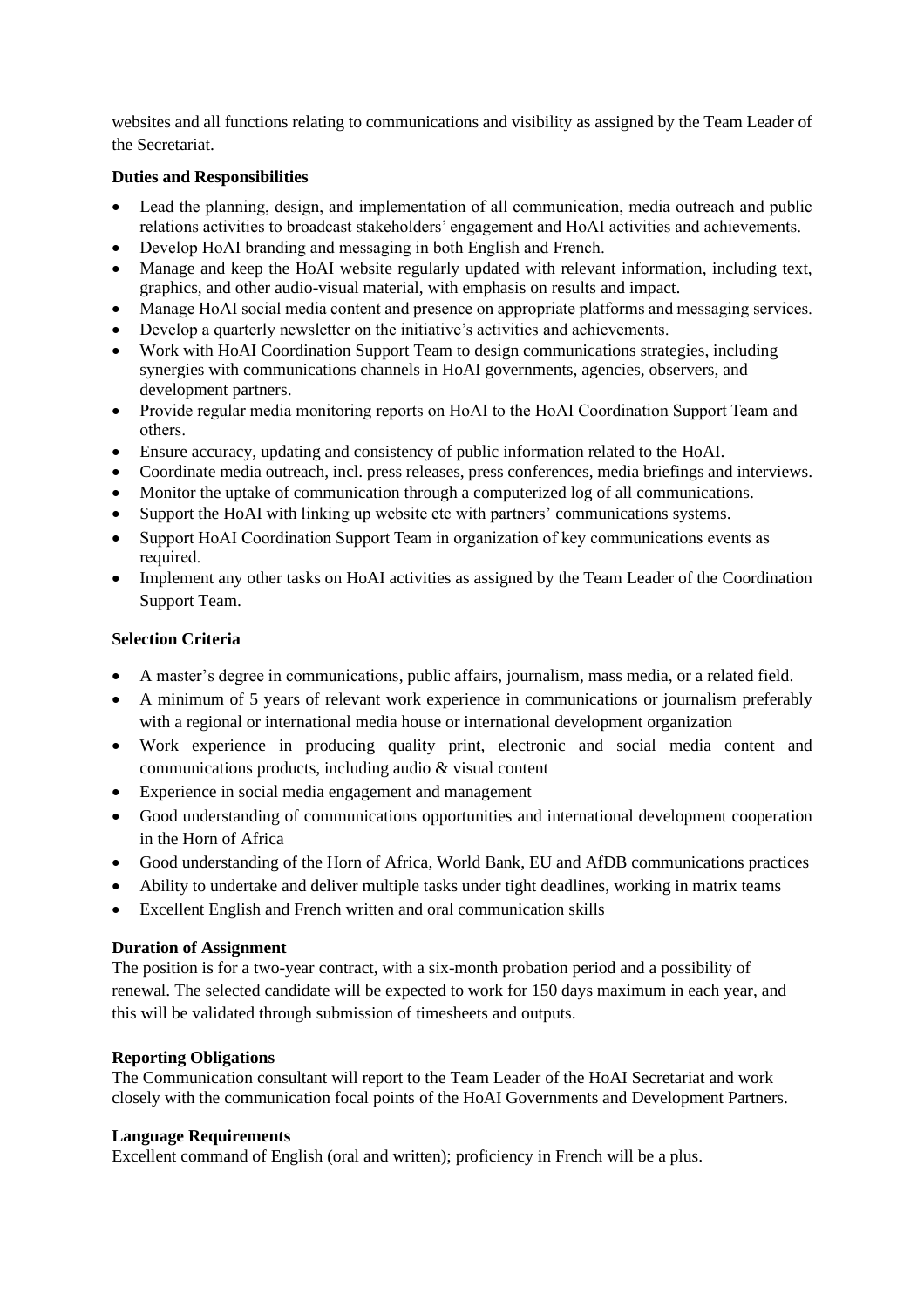websites and all functions relating to communications and visibility as assigned by the Team Leader of the Secretariat.

**Duties and Responsibilities**

- Lead the planning, design, and implementation of all communication, media outreach and public relations activities to broadcast stakeholders' engagement and HoAI activities and achievements.
- Develop HoAI branding and messaging in both English and French.
- Manage and keep the HoAI website regularly updated with relevant information, including text, graphics, and other audio-visual material, with emphasis on results and impact.
- Manage HoAI social media content and presence on appropriate platforms and messaging services.
- Develop a quarterly newsletter on the initiative's activities and achievements.
- Work with HoAI Coordination Support Team to design communications strategies, including synergies with communications channels in HoAI governments, agencies, observers, and development partners.
- Provide regular media monitoring reports on HoAI to the HoAI Coordination Support Team and others.
- Ensure accuracy, updating and consistency of public information related to the HoAI.
- Coordinate media outreach, incl. press releases, press conferences, media briefings and interviews.
- Monitor the uptake of communication through a computerized log of all communications.
- Support the HoAI with linking up website etc with partners' communications systems.
- Support HoAI Coordination Support Team in organization of key communications events as required.
- Implement any other tasks on HoAI activities as assigned by the Team Leader of the Coordination Support Team.

**Selection Criteria**

- A master's degree in communications, public affairs, journalism, mass media, or a related field.
- A minimum of 5 years of relevant work experience in communications or journalism preferably with a regional or international media house or international development organization
- Work experience in producing quality print, electronic and social media content and communications products, including audio & visual content
- Experience in social media engagement and management
- Good understanding of communications opportunities and international development cooperation in the Horn of Africa
- Good understanding of the Horn of Africa, World Bank, EU and AfDB communications practices
- Ability to undertake and deliver multiple tasks under tight deadlines, working in matrix teams
- Excellent English and French written and oral communication skills

**Duration of Assignment**

The position is for a two-year contract, with a six-month probation period and a possibility of renewal. The selected candidate will be expected to work for 150 days maximum in each year, and this will be validated through submission of timesheets and outputs.

**Reporting Obligations**

The Communication consultant will report to the Team Leader of the HoAI Secretariat and work closely with the communication focal points of the HoAI Governments and Development Partners.

**Language Requirements**

Excellent command of English (oral and written); proficiency in French will be a plus.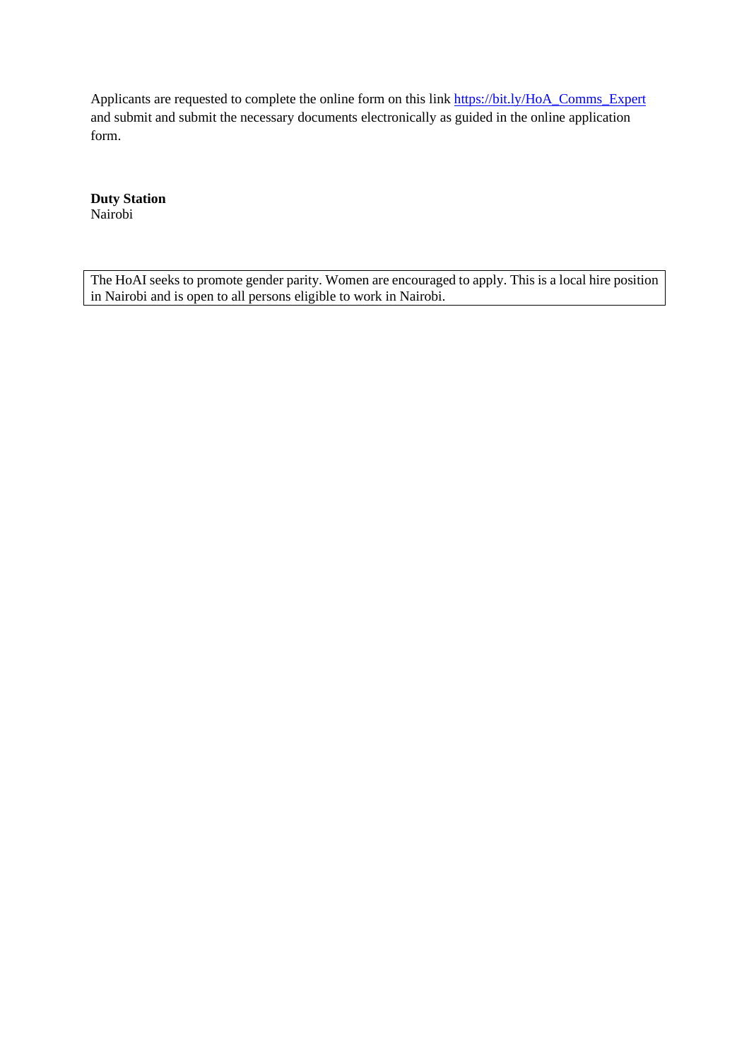Applicants are requested to complete the online form on this link https://bit.ly/HoA_Comms_Expert and submit and submit the necessary documents electronically as guided in the online application form.

**Duty Station**
Nairobi

The HoAI seeks to promote gender parity. Women are encouraged to apply. This is a local hire position in Nairobi and is open to all persons eligible to work in Nairobi.